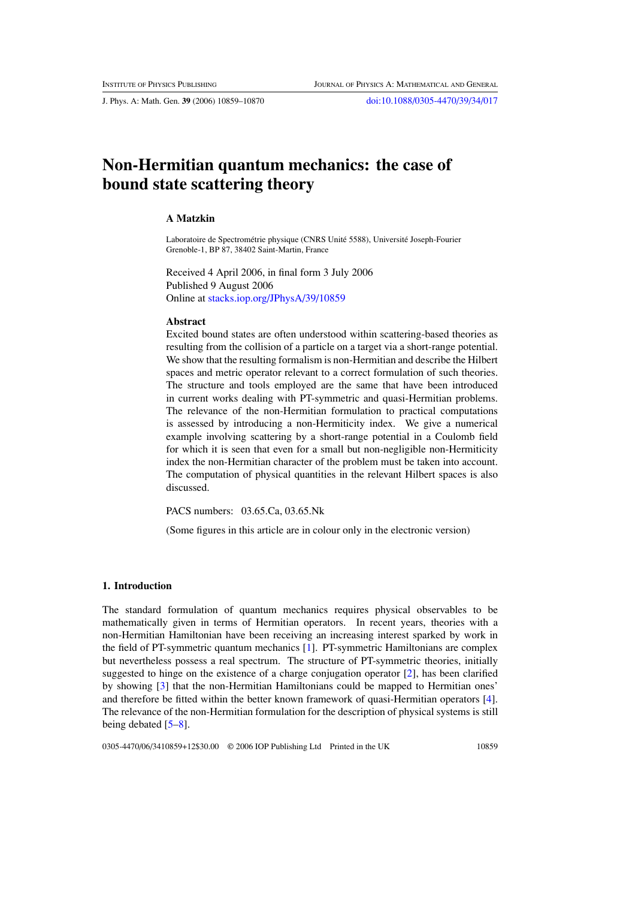# Non-Hermitian quantum mechanics: the case of bound state scattering theory

**A Matzkin**

Laboratoire de Spectrométrie physique (CNRS Unité 5588), Université Joseph-Fourier Grenoble-1, BP 87, 38402 Saint-Martin, France

Received 4 April 2006, in final form 3 July 2006
Published 9 August 2006
Online at stacks.iop.org/JPhysA/39/10859

### Abstract

Excited bound states are often understood within scattering-based theories as resulting from the collision of a particle on a target via a short-range potential. We show that the resulting formalism is non-Hermitian and describe the Hilbert spaces and metric operator relevant to a correct formulation of such theories. The structure and tools employed are the same that have been introduced in current works dealing with PT-symmetric and quasi-Hermitian problems. The relevance of the non-Hermitian formulation to practical computations is assessed by introducing a non-Hermiticity index. We give a numerical example involving scattering by a short-range potential in a Coulomb field for which it is seen that even for a small but non-negligible non-Hermiticity index the non-Hermitian character of the problem must be taken into account. The computation of physical quantities in the relevant Hilbert spaces is also discussed.

PACS numbers: 03.65.Ca, 03.65.Nk

(Some figures in this article are in colour only in the electronic version)

## 1. Introduction

The standard formulation of quantum mechanics requires physical observables to be mathematically given in terms of Hermitian operators. In recent years, theories with a non-Hermitian Hamiltonian have been receiving an increasing interest sparked by work in the field of PT-symmetric quantum mechanics [1]. PT-symmetric Hamiltonians are complex but nevertheless possess a real spectrum. The structure of PT-symmetric theories, initially suggested to hinge on the existence of a charge conjugation operator [2], has been clarified by showing [3] that the non-Hermitian Hamiltonians could be mapped to Hermitian ones' and therefore be fitted within the better known framework of quasi-Hermitian operators [4]. The relevance of the non-Hermitian formulation for the description of physical systems is still being debated [5–8].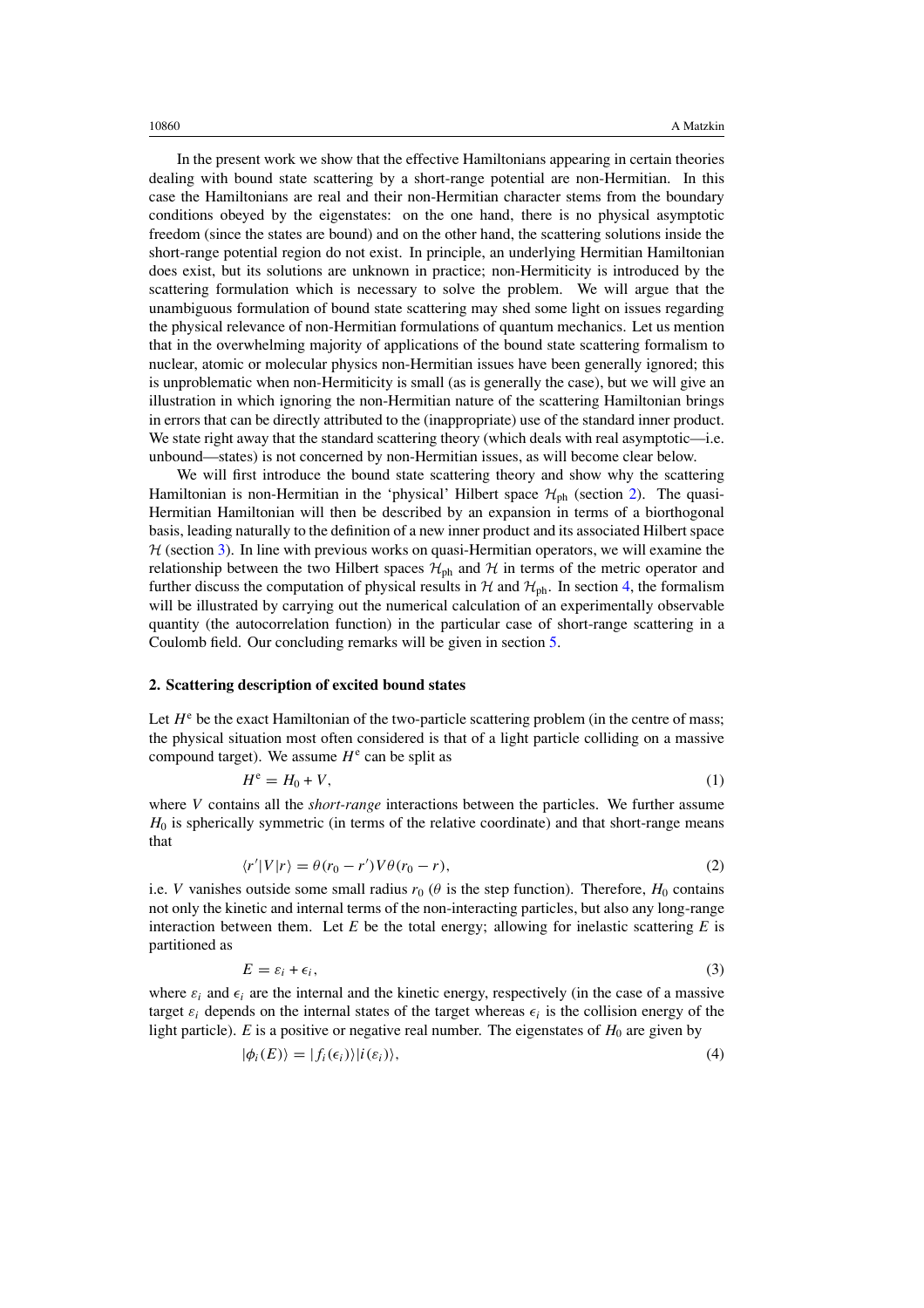In the present work we show that the effective Hamiltonians appearing in certain theories dealing with bound state scattering by a short-range potential are non-Hermitian. In this case the Hamiltonians are real and their non-Hermitian character stems from the boundary conditions obeyed by the eigenstates: on the one hand, there is no physical asymptotic freedom (since the states are bound) and on the other hand, the scattering solutions inside the short-range potential region do not exist. In principle, an underlying Hermitian Hamiltonian does exist, but its solutions are unknown in practice; non-Hermiticity is introduced by the scattering formulation which is necessary to solve the problem. We will argue that the unambiguous formulation of bound state scattering may shed some light on issues regarding the physical relevance of non-Hermitian formulations of quantum mechanics. Let us mention that in the overwhelming majority of applications of the bound state scattering formalism to nuclear, atomic or molecular physics non-Hermitian issues have been generally ignored; this is unproblematic when non-Hermiticity is small (as is generally the case), but we will give an illustration in which ignoring the non-Hermitian nature of the scattering Hamiltonian brings in errors that can be directly attributed to the (inappropriate) use of the standard inner product. We state right away that the standard scattering theory (which deals with real asymptotic—i.e. unbound—states) is not concerned by non-Hermitian issues, as will become clear below.

We will first introduce the bound state scattering theory and show why the scattering Hamiltonian is non-Hermitian in the 'physical' Hilbert space $\mathcal{H}_{\text{ph}}$ (section 2). The quasi-Hermitian Hamiltonian will then be described by an expansion in terms of a biorthogonal basis, leading naturally to the definition of a new inner product and its associated Hilbert space $\mathcal{H}$ (section 3). In line with previous works on quasi-Hermitian operators, we will examine the relationship between the two Hilbert spaces $\mathcal{H}_{\text{ph}}$ and $\mathcal{H}$ in terms of the metric operator and further discuss the computation of physical results in $\mathcal{H}$ and $\mathcal{H}_{\text{ph}}$. In section 4, the formalism will be illustrated by carrying out the numerical calculation of an experimentally observable quantity (the autocorrelation function) in the particular case of short-range scattering in a Coulomb field. Our concluding remarks will be given in section 5.

## 2. Scattering description of excited bound states

Let $H^{\text{e}}$ be the exact Hamiltonian of the two-particle scattering problem (in the centre of mass; the physical situation most often considered is that of a light particle colliding on a massive compound target). We assume $H^{\text{e}}$ can be split as

$$H^{\text{e}} = H_0 + V, \tag{1}$$

where $V$ contains all the *short-range* interactions between the particles. We further assume $H_0$ is spherically symmetric (in terms of the relative coordinate) and that short-range means that

$$\langle r'|V|r\rangle = \theta(r_0 - r')V\theta(r_0 - r), \tag{2}$$

i.e. $V$ vanishes outside some small radius $r_0$ ($\theta$ is the step function). Therefore, $H_0$ contains not only the kinetic and internal terms of the non-interacting particles, but also any long-range interaction between them. Let $E$ be the total energy; allowing for inelastic scattering $E$ is partitioned as

$$E = \varepsilon_i + \epsilon_i, \tag{3}$$

where $\varepsilon_i$ and $\epsilon_i$ are the internal and the kinetic energy, respectively (in the case of a massive target $\varepsilon_i$ depends on the internal states of the target whereas $\epsilon_i$ is the collision energy of the light particle). $E$ is a positive or negative real number. The eigenstates of $H_0$ are given by

$$|\phi_i(E)\rangle = |f_i(\epsilon_i)\rangle|i(\varepsilon_i)\rangle, \tag{4}$$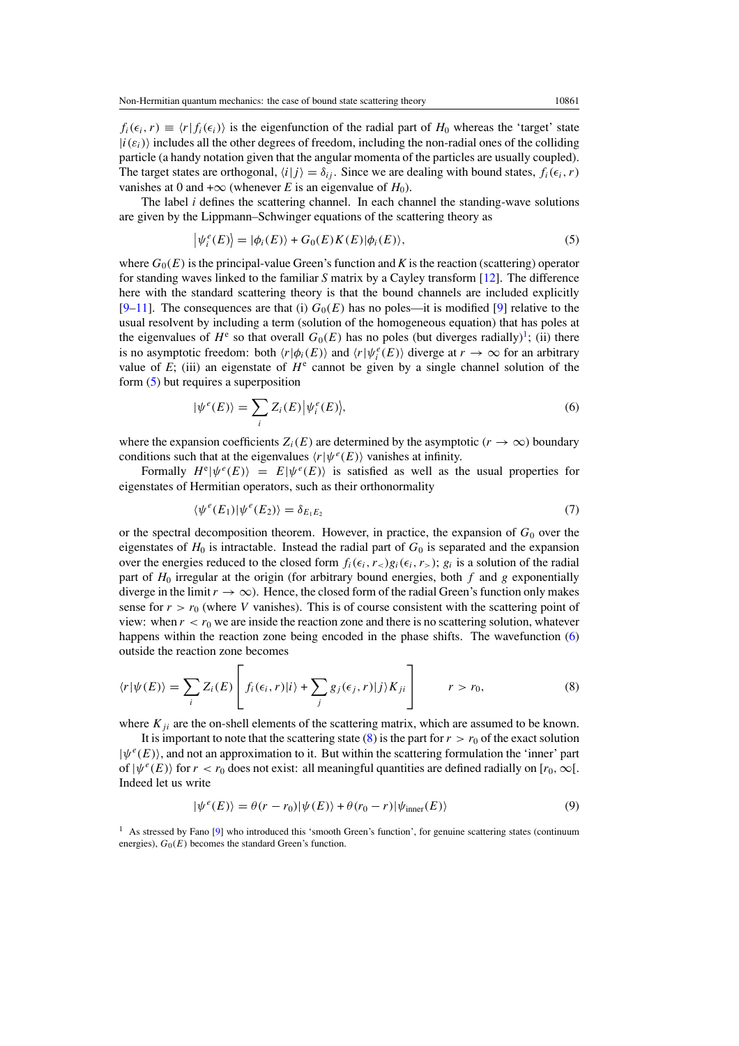$f_i(\epsilon_i, r) \equiv \langle r|f_i(\epsilon_i)\rangle$ is the eigenfunction of the radial part of $H_0$ whereas the 'target' state $|i(\varepsilon_i)\rangle$ includes all the other degrees of freedom, including the non-radial ones of the colliding particle (a handy notation given that the angular momenta of the particles are usually coupled). The target states are orthogonal, $\langle i|j\rangle = \delta_{ij}$. Since we are dealing with bound states, $f_i(\epsilon_i, r)$ vanishes at 0 and $+\infty$ (whenever $E$ is an eigenvalue of $H_0$).

The label $i$ defines the scattering channel. In each channel the standing-wave solutions are given by the Lippmann–Schwinger equations of the scattering theory as

$$\left|\psi_i^e(E)\right\rangle = |\phi_i(E)\rangle + G_0(E)K(E)|\phi_i(E)\rangle, \tag{5}$$

where $G_0(E)$ is the principal-value Green's function and $K$ is the reaction (scattering) operator for standing waves linked to the familiar $S$ matrix by a Cayley transform [12]. The difference here with the standard scattering theory is that the bound channels are included explicitly [9–11]. The consequences are that (i) $G_0(E)$ has no poles—it is modified [9] relative to the usual resolvent by including a term (solution of the homogeneous equation) that has poles at the eigenvalues of $H^e$ so that overall $G_0(E)$ has no poles (but diverges radially)[1]; (ii) there is no asymptotic freedom: both $\langle r|\phi_i(E)\rangle$ and $\langle r|\psi_i^e(E)\rangle$ diverge at $r \to \infty$ for an arbitrary value of $E$; (iii) an eigenstate of $H^e$ cannot be given by a single channel solution of the form (5) but requires a superposition

$$|\psi^e(E)\rangle = \sum_i Z_i(E)\left|\psi_i^e(E)\right\rangle, \tag{6}$$

where the expansion coefficients $Z_i(E)$ are determined by the asymptotic ($r \to \infty$) boundary conditions such that at the eigenvalues $\langle r|\psi^e(E)\rangle$ vanishes at infinity.

Formally $H^e|\psi^e(E)\rangle = E|\psi^e(E)\rangle$ is satisfied as well as the usual properties for eigenstates of Hermitian operators, such as their orthonormality

$$\langle\psi^e(E_1)|\psi^e(E_2)\rangle = \delta_{E_1E_2} \tag{7}$$

or the spectral decomposition theorem. However, in practice, the expansion of $G_0$ over the eigenstates of $H_0$ is intractable. Instead the radial part of $G_0$ is separated and the expansion over the energies reduced to the closed form $f_i(\epsilon_i, r_<)g_i(\epsilon_i, r_>)$; $g_i$ is a solution of the radial part of $H_0$ irregular at the origin (for arbitrary bound energies, both $f$ and $g$ exponentially diverge in the limit $r \to \infty$). Hence, the closed form of the radial Green's function only makes sense for $r > r_0$ (where $V$ vanishes). This is of course consistent with the scattering point of view: when $r < r_0$ we are inside the reaction zone and there is no scattering solution, whatever happens within the reaction zone being encoded in the phase shifts. The wavefunction (6) outside the reaction zone becomes

$$\langle r|\psi(E)\rangle = \sum_i Z_i(E)\left[f_i(\epsilon_i, r)|i\rangle + \sum_j g_j(\epsilon_j, r)|j\rangle K_{ji}\right] \qquad r > r_0, \tag{8}$$

where $K_{ji}$ are the on-shell elements of the scattering matrix, which are assumed to be known.

It is important to note that the scattering state (8) is the part for $r > r_0$ of the exact solution $|\psi^e(E)\rangle$, and not an approximation to it. But within the scattering formulation the 'inner' part of $|\psi^e(E)\rangle$ for $r < r_0$ does not exist: all meaningful quantities are defined radially on $[r_0, \infty[$. Indeed let us write

$$|\psi^e(E)\rangle = \theta(r - r_0)|\psi(E)\rangle + \theta(r_0 - r)|\psi_{\text{inner}}(E)\rangle \tag{9}$$

[1] As stressed by Fano [9] who introduced this 'smooth Green's function', for genuine scattering states (continuum energies), $G_0(E)$ becomes the standard Green's function.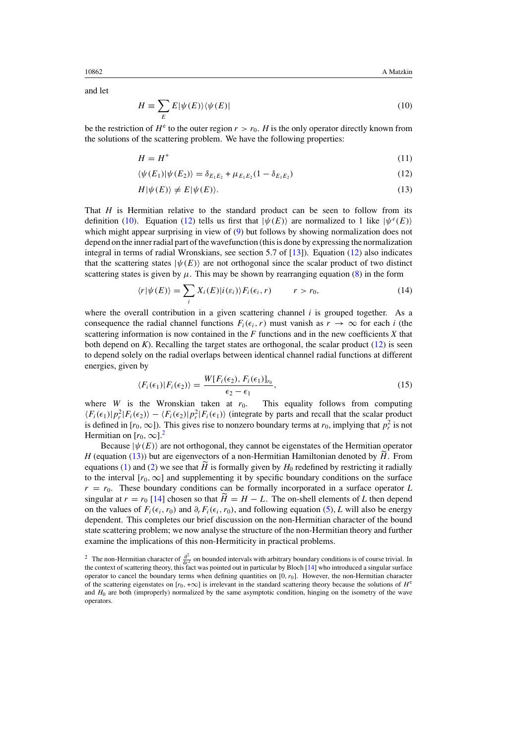and let

$$H \equiv \sum_E E|\psi(E)\rangle\langle\psi(E)| \tag{10}$$

be the restriction of $H^{\mathrm{e}}$ to the outer region $r > r_0$. $H$ is the only operator directly known from the solutions of the scattering problem. We have the following properties:

$$H = H^{+} \tag{11}$$

$$\langle\psi(E_1)|\psi(E_2)\rangle = \delta_{E_1E_2} + \mu_{E_1E_2}(1-\delta_{E_1E_2}) \tag{12}$$

$$H|\psi(E)\rangle \neq E|\psi(E)\rangle. \tag{13}$$

That $H$ is Hermitian relative to the standard product can be seen to follow from its definition (10). Equation (12) tells us first that $|\psi(E)\rangle$ are normalized to 1 like $|\psi^{e}(E)\rangle$ which might appear surprising in view of (9) but follows by showing normalization does not depend on the inner radial part of the wavefunction (this is done by expressing the normalization integral in terms of radial Wronskians, see section 5.7 of [13]). Equation (12) also indicates that the scattering states $|\psi(E)\rangle$ are not orthogonal since the scalar product of two distinct scattering states is given by $\mu$. This may be shown by rearranging equation (8) in the form

$$\langle r|\psi(E)\rangle = \sum_i X_i(E)|i(\varepsilon_i)\rangle F_i(\epsilon_i, r) \qquad r > r_0, \tag{14}$$

where the overall contribution in a given scattering channel $i$ is grouped together. As a consequence the radial channel functions $F_i(\epsilon_i, r)$ must vanish as $r \to \infty$ for each $i$ (the scattering information is now contained in the $F$ functions and in the new coefficients $X$ that both depend on $K$). Recalling the target states are orthogonal, the scalar product (12) is seen to depend solely on the radial overlaps between identical channel radial functions at different energies, given by

$$\langle F_i(\epsilon_1)|F_i(\epsilon_2)\rangle = \frac{W[F_i(\epsilon_2), F_i(\epsilon_1)]_{r_0}}{\epsilon_2 - \epsilon_1}, \tag{15}$$

where $W$ is the Wronskian taken at $r_0$. This equality follows from computing $\langle F_i(\epsilon_1)|p_r^2|F_i(\epsilon_2)\rangle - \langle F_i(\epsilon_2)|p_r^2|F_i(\epsilon_1)\rangle$ (integrate by parts and recall that the scalar product is defined in $[r_0, \infty]$). This gives rise to nonzero boundary terms at $r_0$, implying that $p_r^2$ is not Hermitian on $[r_0, \infty]$.[2]

Because $|\psi(E)\rangle$ are not orthogonal, they cannot be eigenstates of the Hermitian operator $H$ (equation (13)) but are eigenvectors of a non-Hermitian Hamiltonian denoted by $\widetilde{H}$. From equations (1) and (2) we see that $\widetilde{H}$ is formally given by $H_0$ redefined by restricting it radially to the interval $[r_0, \infty]$ and supplementing it by specific boundary conditions on the surface $r = r_0$. These boundary conditions can be formally incorporated in a surface operator $L$ singular at $r = r_0$ [14] chosen so that $\widetilde{H} = H - L$. The on-shell elements of $L$ then depend on the values of $F_i(\epsilon_i, r_0)$ and $\partial_r F_i(\epsilon_i, r_0)$, and following equation (5), $L$ will also be energy dependent. This completes our brief discussion on the non-Hermitian character of the bound state scattering problem; we now analyse the structure of the non-Hermitian theory and further examine the implications of this non-Hermiticity in practical problems.

[2] The non-Hermitian character of $\frac{\mathrm{d}^2}{\mathrm{d}r^2}$ on bounded intervals with arbitrary boundary conditions is of course trivial. In the context of scattering theory, this fact was pointed out in particular by Bloch [14] who introduced a singular surface operator to cancel the boundary terms when defining quantities on $[0, r_0]$. However, the non-Hermitian character of the scattering eigenstates on $[r_0, +\infty]$ is irrelevant in the standard scattering theory because the solutions of $H^{\mathrm{e}}$ and $H_0$ are both (improperly) normalized by the same asymptotic condition, hinging on the isometry of the wave operators.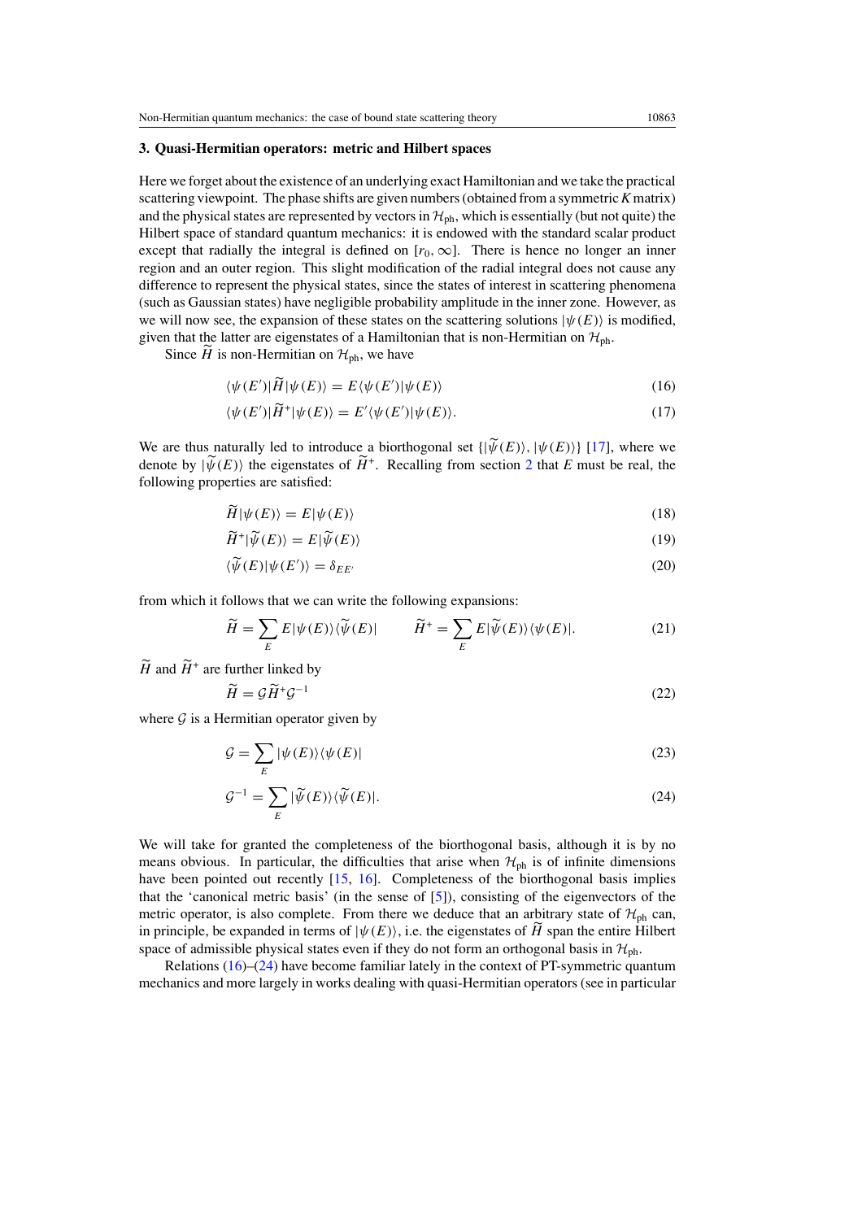## 3. Quasi-Hermitian operators: metric and Hilbert spaces

Here we forget about the existence of an underlying exact Hamiltonian and we take the practical scattering viewpoint. The phase shifts are given numbers (obtained from a symmetric $K$ matrix) and the physical states are represented by vectors in $\mathcal{H}_{\text{ph}}$, which is essentially (but not quite) the Hilbert space of standard quantum mechanics: it is endowed with the standard scalar product except that radially the integral is defined on $[r_0, \infty]$. There is hence no longer an inner region and an outer region. This slight modification of the radial integral does not cause any difference to represent the physical states, since the states of interest in scattering phenomena (such as Gaussian states) have negligible probability amplitude in the inner zone. However, as we will now see, the expansion of these states on the scattering solutions $|\psi(E)\rangle$ is modified, given that the latter are eigenstates of a Hamiltonian that is non-Hermitian on $\mathcal{H}_{\text{ph}}$.

Since $\widetilde{H}$ is non-Hermitian on $\mathcal{H}_{\text{ph}}$, we have

$$\langle\psi(E')|\widetilde{H}|\psi(E)\rangle = E\langle\psi(E')|\psi(E)\rangle \tag{16}$$

$$\langle\psi(E')|\widetilde{H}^{+}|\psi(E)\rangle = E'\langle\psi(E')|\psi(E)\rangle. \tag{17}$$

We are thus naturally led to introduce a biorthogonal set $\{|\widetilde{\psi}(E)\rangle, |\psi(E)\rangle\}$ [17], where we denote by $|\widetilde{\psi}(E)\rangle$ the eigenstates of $\widetilde{H}^{+}$. Recalling from section 2 that $E$ must be real, the following properties are satisfied:

$$\widetilde{H}|\psi(E)\rangle = E|\psi(E)\rangle \tag{18}$$

$$\widetilde{H}^{+}|\widetilde{\psi}(E)\rangle = E|\widetilde{\psi}(E)\rangle \tag{19}$$

$$\langle\widetilde{\psi}(E)|\psi(E')\rangle = \delta_{EE'} \tag{20}$$

from which it follows that we can write the following expansions:

$$\widetilde{H} = \sum_{E} E|\psi(E)\rangle\langle\widetilde{\psi}(E)| \qquad \widetilde{H}^{+} = \sum_{E} E|\widetilde{\psi}(E)\rangle\langle\psi(E)|. \tag{21}$$

$\widetilde{H}$ and $\widetilde{H}^{+}$ are further linked by

$$\widetilde{H} = \mathcal{G}\widetilde{H}^{+}\mathcal{G}^{-1} \tag{22}$$

where $\mathcal{G}$ is a Hermitian operator given by

$$\mathcal{G} = \sum_{E} |\psi(E)\rangle\langle\psi(E)| \tag{23}$$

$$\mathcal{G}^{-1} = \sum_{E} |\widetilde{\psi}(E)\rangle\langle\widetilde{\psi}(E)|. \tag{24}$$

We will take for granted the completeness of the biorthogonal basis, although it is by no means obvious. In particular, the difficulties that arise when $\mathcal{H}_{\text{ph}}$ is of infinite dimensions have been pointed out recently [15, 16]. Completeness of the biorthogonal basis implies that the 'canonical metric basis' (in the sense of [5]), consisting of the eigenvectors of the metric operator, is also complete. From there we deduce that an arbitrary state of $\mathcal{H}_{\text{ph}}$ can, in principle, be expanded in terms of $|\psi(E)\rangle$, i.e. the eigenstates of $\widetilde{H}$ span the entire Hilbert space of admissible physical states even if they do not form an orthogonal basis in $\mathcal{H}_{\text{ph}}$.

Relations (16)–(24) have become familiar lately in the context of PT-symmetric quantum mechanics and more largely in works dealing with quasi-Hermitian operators (see in particular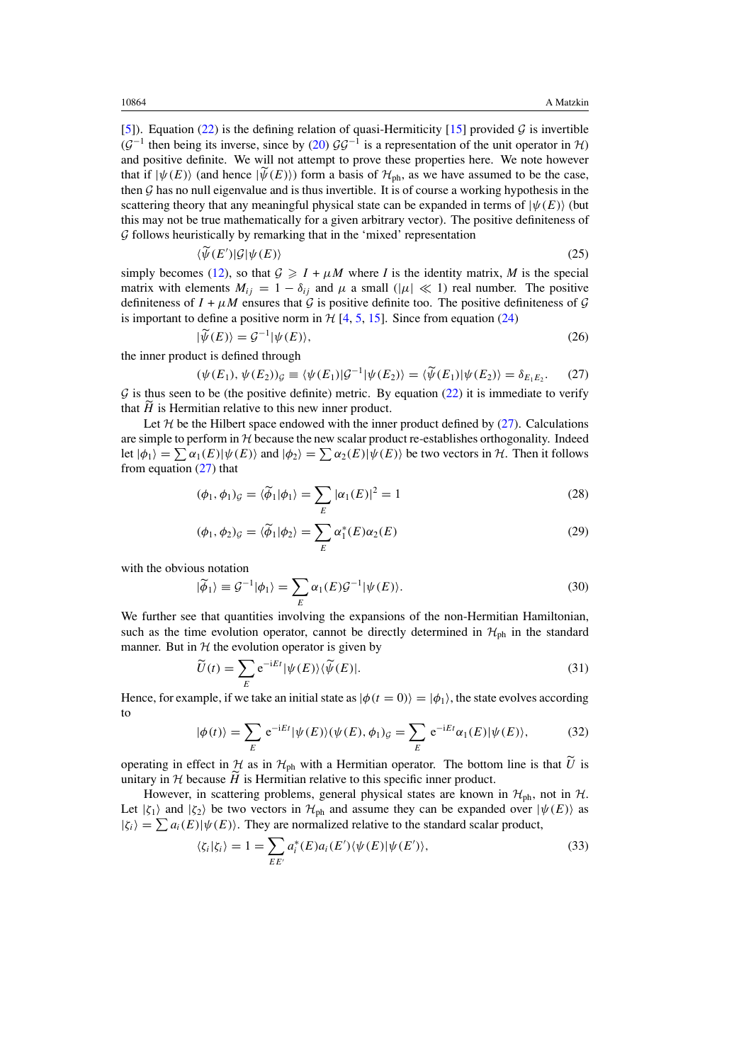[5]). Equation (22) is the defining relation of quasi-Hermiticity [15] provided $\mathcal{G}$ is invertible ($\mathcal{G}^{-1}$ then being its inverse, since by (20) $\mathcal{G}\mathcal{G}^{-1}$ is a representation of the unit operator in $\mathcal{H}$) and positive definite. We will not attempt to prove these properties here. We note however that if $|\psi(E)\rangle$ (and hence $|\widetilde{\psi}(E)\rangle$) form a basis of $\mathcal{H}_{\text{ph}}$, as we have assumed to be the case, then $\mathcal{G}$ has no null eigenvalue and is thus invertible. It is of course a working hypothesis in the scattering theory that any meaningful physical state can be expanded in terms of $|\psi(E)\rangle$ (but this may not be true mathematically for a given arbitrary vector). The positive definiteness of $\mathcal{G}$ follows heuristically by remarking that in the 'mixed' representation

$$\langle\widetilde{\psi}(E')|\mathcal{G}|\psi(E)\rangle \tag{25}$$

simply becomes (12), so that $\mathcal{G} \geqslant I + \mu M$ where $I$ is the identity matrix, $M$ is the special matrix with elements $M_{ij} = 1 - \delta_{ij}$ and $\mu$ a small ($|\mu| \ll 1$) real number. The positive definiteness of $I + \mu M$ ensures that $\mathcal{G}$ is positive definite too. The positive definiteness of $\mathcal{G}$ is important to define a positive norm in $\mathcal{H}$ [4, 5, 15]. Since from equation (24)

$$|\widetilde{\psi}(E)\rangle = \mathcal{G}^{-1}|\psi(E)\rangle, \tag{26}$$

the inner product is defined through

$$(\psi(E_1), \psi(E_2))_{\mathcal{G}} \equiv \langle\psi(E_1)|\mathcal{G}^{-1}|\psi(E_2)\rangle = \langle\widetilde{\psi}(E_1)|\psi(E_2)\rangle = \delta_{E_1E_2}. \tag{27}$$

$\mathcal{G}$ is thus seen to be (the positive definite) metric. By equation (22) it is immediate to verify that $\widetilde{H}$ is Hermitian relative to this new inner product.

Let $\mathcal{H}$ be the Hilbert space endowed with the inner product defined by (27). Calculations are simple to perform in $\mathcal{H}$ because the new scalar product re-establishes orthogonality. Indeed let $|\phi_1\rangle = \sum \alpha_1(E)|\psi(E)\rangle$ and $|\phi_2\rangle = \sum \alpha_2(E)|\psi(E)\rangle$ be two vectors in $\mathcal{H}$. Then it follows from equation (27) that

$$(\phi_1, \phi_1)_{\mathcal{G}} = \langle\widetilde{\phi}_1|\phi_1\rangle = \sum_E |\alpha_1(E)|^2 = 1 \tag{28}$$

$$(\phi_1, \phi_2)_{\mathcal{G}} = \langle\widetilde{\phi}_1|\phi_2\rangle = \sum_E \alpha_1^*(E)\alpha_2(E) \tag{29}$$

with the obvious notation

$$|\widetilde{\phi}_1\rangle \equiv \mathcal{G}^{-1}|\phi_1\rangle = \sum_E \alpha_1(E)\mathcal{G}^{-1}|\psi(E)\rangle. \tag{30}$$

We further see that quantities involving the expansions of the non-Hermitian Hamiltonian, such as the time evolution operator, cannot be directly determined in $\mathcal{H}_{\text{ph}}$ in the standard manner. But in $\mathcal{H}$ the evolution operator is given by

$$\widetilde{U}(t) = \sum_E \mathrm{e}^{-\mathrm{i}Et}|\psi(E)\rangle\langle\widetilde{\psi}(E)|. \tag{31}$$

Hence, for example, if we take an initial state as $|\phi(t=0)\rangle = |\phi_1\rangle$, the state evolves according to

$$|\phi(t)\rangle = \sum_E \mathrm{e}^{-\mathrm{i}Et}|\psi(E)\rangle(\psi(E), \phi_1)_{\mathcal{G}} = \sum_E \mathrm{e}^{-\mathrm{i}Et}\alpha_1(E)|\psi(E)\rangle, \tag{32}$$

operating in effect in $\mathcal{H}$ as in $\mathcal{H}_{\text{ph}}$ with a Hermitian operator. The bottom line is that $\widetilde{U}$ is unitary in $\mathcal{H}$ because $\widetilde{H}$ is Hermitian relative to this specific inner product.

However, in scattering problems, general physical states are known in $\mathcal{H}_{\text{ph}}$, not in $\mathcal{H}$. Let $|\zeta_1\rangle$ and $|\zeta_2\rangle$ be two vectors in $\mathcal{H}_{\text{ph}}$ and assume they can be expanded over $|\psi(E)\rangle$ as $|\zeta_i\rangle = \sum a_i(E)|\psi(E)\rangle$. They are normalized relative to the standard scalar product,

$$\langle\zeta_i|\zeta_i\rangle = 1 = \sum_{EE'} a_i^*(E)a_i(E')\langle\psi(E)|\psi(E')\rangle, \tag{33}$$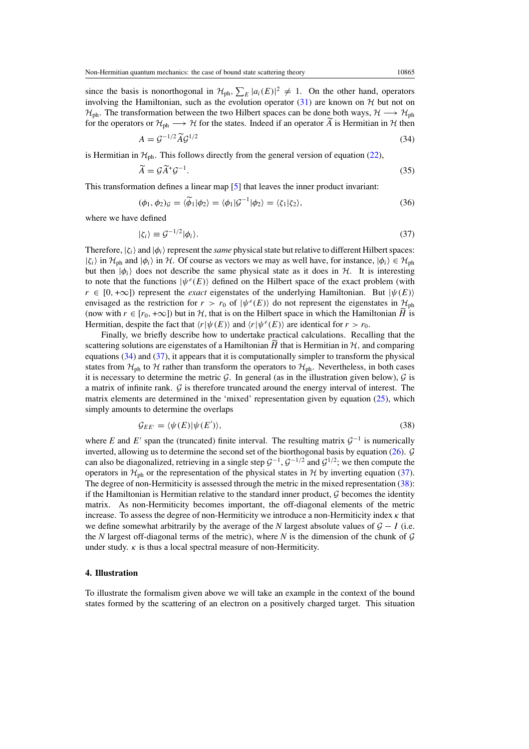since the basis is nonorthogonal in $\mathcal{H}_{\text{ph}}$, $\sum_E |a_i(E)|^2 \neq 1$. On the other hand, operators involving the Hamiltonian, such as the evolution operator (31) are known on $\mathcal{H}$ but not on $\mathcal{H}_{\text{ph}}$. The transformation between the two Hilbert spaces can be done both ways, $\mathcal{H} \longrightarrow \mathcal{H}_{\text{ph}}$ for the operators or $\mathcal{H}_{\text{ph}} \longrightarrow \mathcal{H}$ for the states. Indeed if an operator $\widetilde{A}$ is Hermitian in $\mathcal{H}$ then

$$A = \mathcal{G}^{-1/2} \widetilde{A} \mathcal{G}^{1/2} \tag{34}$$

is Hermitian in $\mathcal{H}_{\text{ph}}$. This follows directly from the general version of equation (22),

$$\widetilde{A} = \mathcal{G} \widetilde{A}^{+} \mathcal{G}^{-1}. \tag{35}$$

This transformation defines a linear map [5] that leaves the inner product invariant:

$$(\phi_1, \phi_2)_{\mathcal{G}} = \langle \widetilde{\phi}_1 | \phi_2 \rangle = \langle \phi_1 | \mathcal{G}^{-1} | \phi_2 \rangle = \langle \zeta_1 | \zeta_2 \rangle, \tag{36}$$

where we have defined

$$|\zeta_i\rangle \equiv \mathcal{G}^{-1/2} |\phi_i\rangle. \tag{37}$$

Therefore, $|\zeta_i\rangle$ and $|\phi_i\rangle$ represent the *same* physical state but relative to different Hilbert spaces: $|\zeta_i\rangle$ in $\mathcal{H}_{\text{ph}}$ and $|\phi_i\rangle$ in $\mathcal{H}$. Of course as vectors we may as well have, for instance, $|\phi_i\rangle \in \mathcal{H}_{\text{ph}}$ but then $|\phi_i\rangle$ does not describe the same physical state as it does in $\mathcal{H}$. It is interesting to note that the functions $|\psi^e(E)\rangle$ defined on the Hilbert space of the exact problem (with $r \in [0, +\infty]$) represent the *exact* eigenstates of the underlying Hamiltonian. But $|\psi(E)\rangle$ envisaged as the restriction for $r > r_0$ of $|\psi^e(E)\rangle$ do not represent the eigenstates in $\mathcal{H}_{\text{ph}}$ (now with $r \in [r_0, +\infty]$) but in $\mathcal{H}$, that is on the Hilbert space in which the Hamiltonian $\widetilde{H}$ is Hermitian, despite the fact that $\langle r|\psi(E)\rangle$ and $\langle r|\psi^e(E)\rangle$ are identical for $r > r_0$.

Finally, we briefly describe how to undertake practical calculations. Recalling that the scattering solutions are eigenstates of a Hamiltonian $\widetilde{H}$ that is Hermitian in $\mathcal{H}$, and comparing equations (34) and (37), it appears that it is computationally simpler to transform the physical states from $\mathcal{H}_{\text{ph}}$ to $\mathcal{H}$ rather than transform the operators to $\mathcal{H}_{\text{ph}}$. Nevertheless, in both cases it is necessary to determine the metric $\mathcal{G}$. In general (as in the illustration given below), $\mathcal{G}$ is a matrix of infinite rank. $\mathcal{G}$ is therefore truncated around the energy interval of interest. The matrix elements are determined in the 'mixed' representation given by equation (25), which simply amounts to determine the overlaps

$$\mathcal{G}_{EE'} = \langle \psi(E) | \psi(E') \rangle, \tag{38}$$

where $E$ and $E'$ span the (truncated) finite interval. The resulting matrix $\mathcal{G}^{-1}$ is numerically inverted, allowing us to determine the second set of the biorthogonal basis by equation (26). $\mathcal{G}$ can also be diagonalized, retrieving in a single step $\mathcal{G}^{-1}$, $\mathcal{G}^{-1/2}$ and $\mathcal{G}^{1/2}$; we then compute the operators in $\mathcal{H}_{\text{ph}}$ or the representation of the physical states in $\mathcal{H}$ by inverting equation (37). The degree of non-Hermiticity is assessed through the metric in the mixed representation (38): if the Hamiltonian is Hermitian relative to the standard inner product, $\mathcal{G}$ becomes the identity matrix. As non-Hermiticity becomes important, the off-diagonal elements of the metric increase. To assess the degree of non-Hermiticity we introduce a non-Hermiticity index $\kappa$ that we define somewhat arbitrarily by the average of the $N$ largest absolute values of $\mathcal{G} - I$ (i.e. the $N$ largest off-diagonal terms of the metric), where $N$ is the dimension of the chunk of $\mathcal{G}$ under study. $\kappa$ is thus a local spectral measure of non-Hermiticity.

## 4. Illustration

To illustrate the formalism given above we will take an example in the context of the bound states formed by the scattering of an electron on a positively charged target. This situation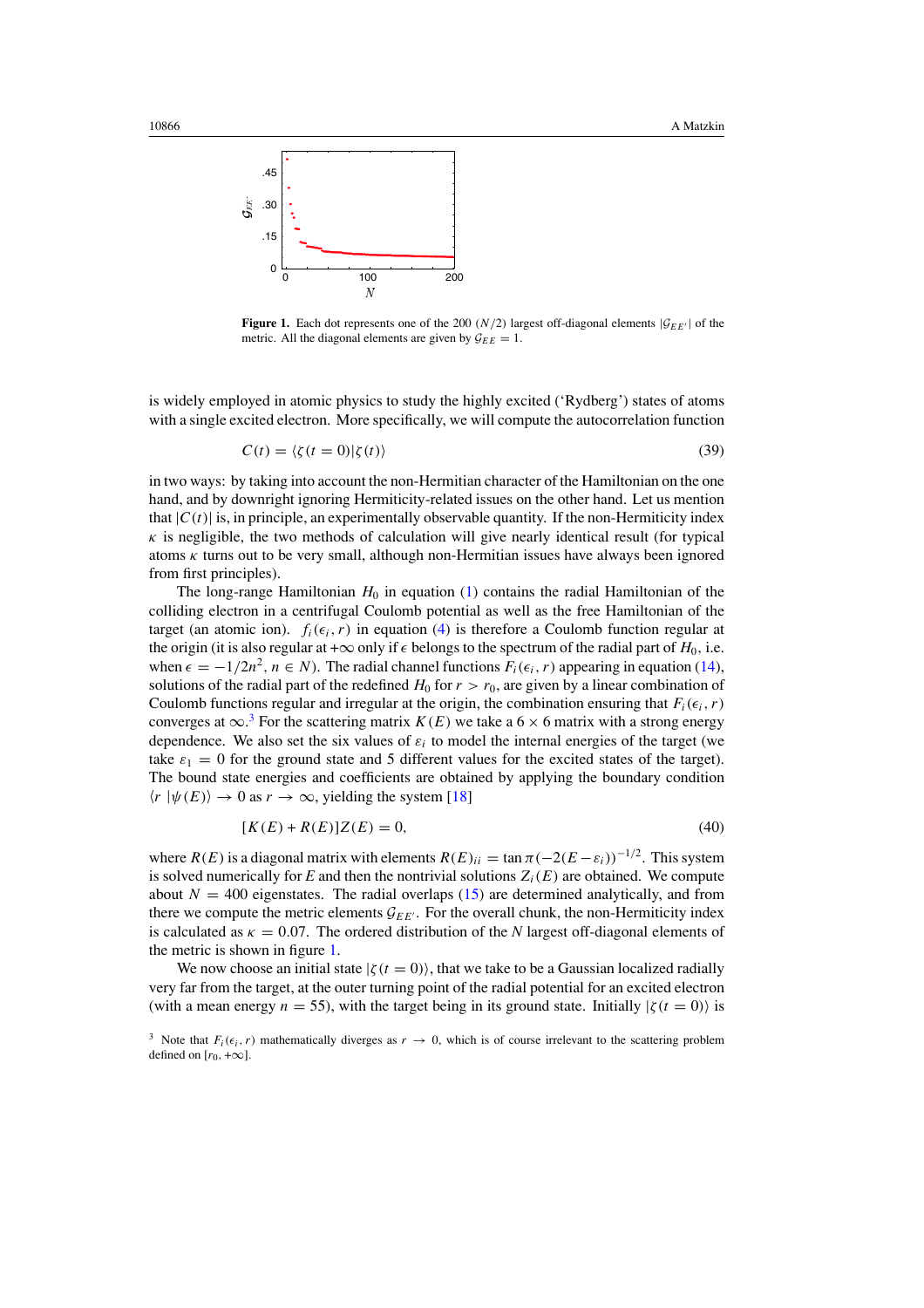**Figure 1.** Each dot represents one of the 200 $(N/2)$ largest off-diagonal elements $|\mathcal{G}_{EE'}|$ of the metric. All the diagonal elements are given by $\mathcal{G}_{EE} = 1$.

is widely employed in atomic physics to study the highly excited ('Rydberg') states of atoms with a single excited electron. More specifically, we will compute the autocorrelation function

$$C(t) = \langle \zeta(t=0) | \zeta(t) \rangle \tag{39}$$

in two ways: by taking into account the non-Hermitian character of the Hamiltonian on the one hand, and by downright ignoring Hermiticity-related issues on the other hand. Let us mention that $|C(t)|$ is, in principle, an experimentally observable quantity. If the non-Hermiticity index $\kappa$ is negligible, the two methods of calculation will give nearly identical result (for typical atoms $\kappa$ turns out to be very small, although non-Hermitian issues have always been ignored from first principles).

The long-range Hamiltonian $H_0$ in equation (1) contains the radial Hamiltonian of the colliding electron in a centrifugal Coulomb potential as well as the free Hamiltonian of the target (an atomic ion). $f_i(\epsilon_i, r)$ in equation (4) is therefore a Coulomb function regular at the origin (it is also regular at $+\infty$ only if $\epsilon$ belongs to the spectrum of the radial part of $H_0$, i.e. when $\epsilon = -1/2n^2$, $n \in N$). The radial channel functions $F_i(\epsilon_i, r)$ appearing in equation (14), solutions of the radial part of the redefined $H_0$ for $r > r_0$, are given by a linear combination of Coulomb functions regular and irregular at the origin, the combination ensuring that $F_i(\epsilon_i, r)$ converges at $\infty$.[3] For the scattering matrix $K(E)$ we take a $6 \times 6$ matrix with a strong energy dependence. We also set the six values of $\varepsilon_i$ to model the internal energies of the target (we take $\varepsilon_1 = 0$ for the ground state and 5 different values for the excited states of the target). The bound state energies and coefficients are obtained by applying the boundary condition $\langle r | \psi(E) \rangle \to 0$ as $r \to \infty$, yielding the system [18]

$$[K(E) + R(E)]Z(E) = 0, \tag{40}$$

where $R(E)$ is a diagonal matrix with elements $R(E)_{ii} = \tan \pi (-2(E - \varepsilon_i))^{-1/2}$. This system is solved numerically for $E$ and then the nontrivial solutions $Z_i(E)$ are obtained. We compute about $N = 400$ eigenstates. The radial overlaps (15) are determined analytically, and from there we compute the metric elements $\mathcal{G}_{EE'}$. For the overall chunk, the non-Hermiticity index is calculated as $\kappa = 0.07$. The ordered distribution of the $N$ largest off-diagonal elements of the metric is shown in figure 1.

We now choose an initial state $|\zeta(t=0)\rangle$, that we take to be a Gaussian localized radially very far from the target, at the outer turning point of the radial potential for an excited electron (with a mean energy $n = 55$), with the target being in its ground state. Initially $|\zeta(t=0)\rangle$ is

[3] Note that $F_i(\epsilon_i, r)$ mathematically diverges as $r \to 0$, which is of course irrelevant to the scattering problem defined on $[r_0, +\infty]$.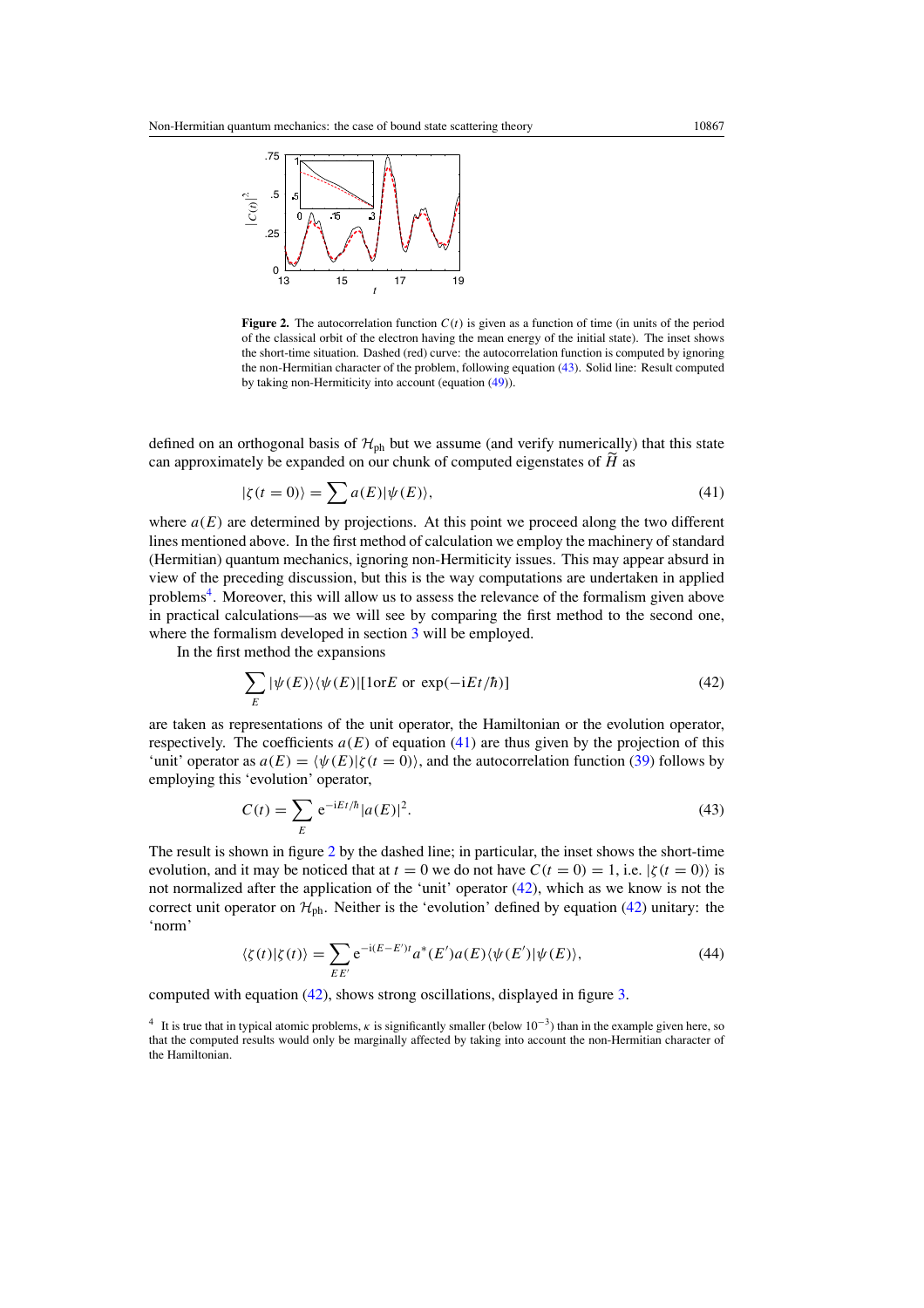**Figure 2.** The autocorrelation function $C(t)$ is given as a function of time (in units of the period of the classical orbit of the electron having the mean energy of the initial state). The inset shows the short-time situation. Dashed (red) curve: the autocorrelation function is computed by ignoring the non-Hermitian character of the problem, following equation (43). Solid line: Result computed by taking non-Hermiticity into account (equation (49)).

defined on an orthogonal basis of $\mathcal{H}_{\mathrm{ph}}$ but we assume (and verify numerically) that this state can approximately be expanded on our chunk of computed eigenstates of $\widetilde{H}$ as

$$|\zeta(t=0)\rangle = \sum a(E)|\psi(E)\rangle, \tag{41}$$

where $a(E)$ are determined by projections. At this point we proceed along the two different lines mentioned above. In the first method of calculation we employ the machinery of standard (Hermitian) quantum mechanics, ignoring non-Hermiticity issues. This may appear absurd in view of the preceding discussion, but this is the way computations are undertaken in applied problems[4]. Moreover, this will allow us to assess the relevance of the formalism given above in practical calculations—as we will see by comparing the first method to the second one, where the formalism developed in section 3 will be employed.

In the first method the expansions

$$\sum_E |\psi(E)\rangle\langle\psi(E)|[1 \mathrm{or} E \text{ or } \exp(-\mathrm{i}Et/\hbar)] \tag{42}$$

are taken as representations of the unit operator, the Hamiltonian or the evolution operator, respectively. The coefficients $a(E)$ of equation (41) are thus given by the projection of this 'unit' operator as $a(E) = \langle\psi(E)|\zeta(t=0)\rangle$, and the autocorrelation function (39) follows by employing this 'evolution' operator,

$$C(t) = \sum_E \mathrm{e}^{-\mathrm{i}Et/\hbar}|a(E)|^2. \tag{43}$$

The result is shown in figure 2 by the dashed line; in particular, the inset shows the short-time evolution, and it may be noticed that at $t=0$ we do not have $C(t=0)=1$, i.e. $|\zeta(t=0)\rangle$ is not normalized after the application of the 'unit' operator (42), which as we know is not the correct unit operator on $\mathcal{H}_{\mathrm{ph}}$. Neither is the 'evolution' defined by equation (42) unitary: the 'norm'

$$\langle\zeta(t)|\zeta(t)\rangle = \sum_{EE'} \mathrm{e}^{-\mathrm{i}(E-E')t} a^*(E')a(E)\langle\psi(E')|\psi(E)\rangle, \tag{44}$$

computed with equation (42), shows strong oscillations, displayed in figure 3.

[4] It is true that in typical atomic problems, $\kappa$ is significantly smaller (below $10^{-3}$) than in the example given here, so that the computed results would only be marginally affected by taking into account the non-Hermitian character of the Hamiltonian.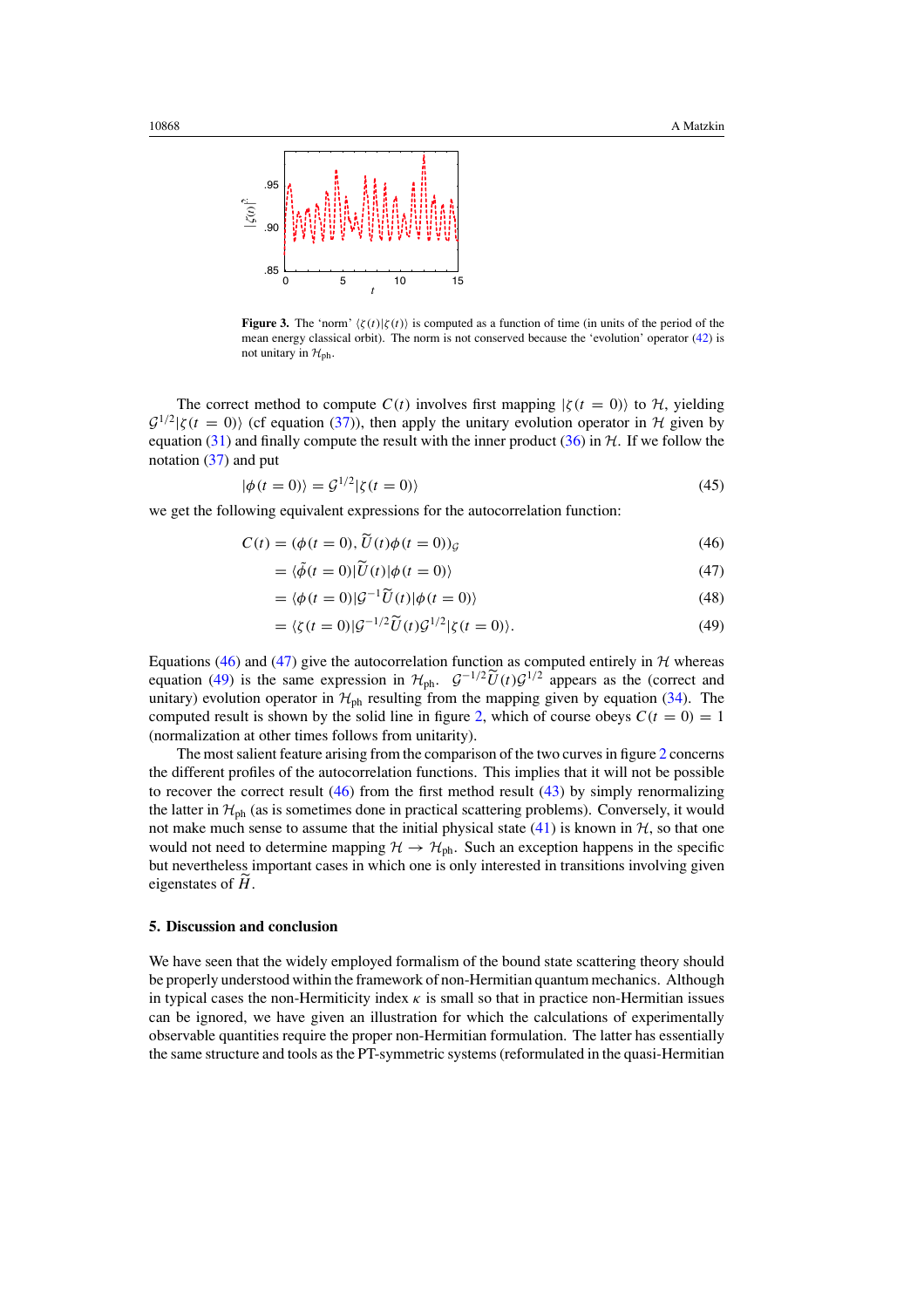**Figure 3.** The 'norm' $\langle\zeta(t)|\zeta(t)\rangle$ is computed as a function of time (in units of the period of the mean energy classical orbit). The norm is not conserved because the 'evolution' operator (42) is not unitary in $\mathcal{H}_{\rm ph}$.

The correct method to compute $C(t)$ involves first mapping $|\zeta(t=0)\rangle$ to $\mathcal{H}$, yielding $\mathcal{G}^{1/2}|\zeta(t=0)\rangle$ (cf equation (37)), then apply the unitary evolution operator in $\mathcal{H}$ given by equation (31) and finally compute the result with the inner product (36) in $\mathcal{H}$. If we follow the notation (37) and put

$$|\phi(t=0)\rangle = \mathcal{G}^{1/2}|\zeta(t=0)\rangle \tag{45}$$

we get the following equivalent expressions for the autocorrelation function:

$$C(t) = (\phi(t=0), \widetilde{U}(t)\phi(t=0))_{\mathcal{G}} \tag{46}$$

$$= \langle\tilde{\phi}(t=0)|\widetilde{U}(t)|\phi(t=0)\rangle \tag{47}$$

$$= \langle\phi(t=0)|\mathcal{G}^{-1}\widetilde{U}(t)|\phi(t=0)\rangle \tag{48}$$

$$= \langle\zeta(t=0)|\mathcal{G}^{-1/2}\widetilde{U}(t)\mathcal{G}^{1/2}|\zeta(t=0)\rangle. \tag{49}$$

Equations (46) and (47) give the autocorrelation function as computed entirely in $\mathcal{H}$ whereas equation (49) is the same expression in $\mathcal{H}_{\rm ph}$. $\mathcal{G}^{-1/2}\widetilde{U}(t)\mathcal{G}^{1/2}$ appears as the (correct and unitary) evolution operator in $\mathcal{H}_{\rm ph}$ resulting from the mapping given by equation (34). The computed result is shown by the solid line in figure 2, which of course obeys $C(t=0)=1$ (normalization at other times follows from unitarity).

The most salient feature arising from the comparison of the two curves in figure 2 concerns the different profiles of the autocorrelation functions. This implies that it will not be possible to recover the correct result (46) from the first method result (43) by simply renormalizing the latter in $\mathcal{H}_{\rm ph}$ (as is sometimes done in practical scattering problems). Conversely, it would not make much sense to assume that the initial physical state (41) is known in $\mathcal{H}$, so that one would not need to determine mapping $\mathcal{H} \to \mathcal{H}_{\rm ph}$. Such an exception happens in the specific but nevertheless important cases in which one is only interested in transitions involving given eigenstates of $\widetilde{H}$.

## 5. Discussion and conclusion

We have seen that the widely employed formalism of the bound state scattering theory should be properly understood within the framework of non-Hermitian quantum mechanics. Although in typical cases the non-Hermiticity index $\kappa$ is small so that in practice non-Hermitian issues can be ignored, we have given an illustration for which the calculations of experimentally observable quantities require the proper non-Hermitian formulation. The latter has essentially the same structure and tools as the PT-symmetric systems (reformulated in the quasi-Hermitian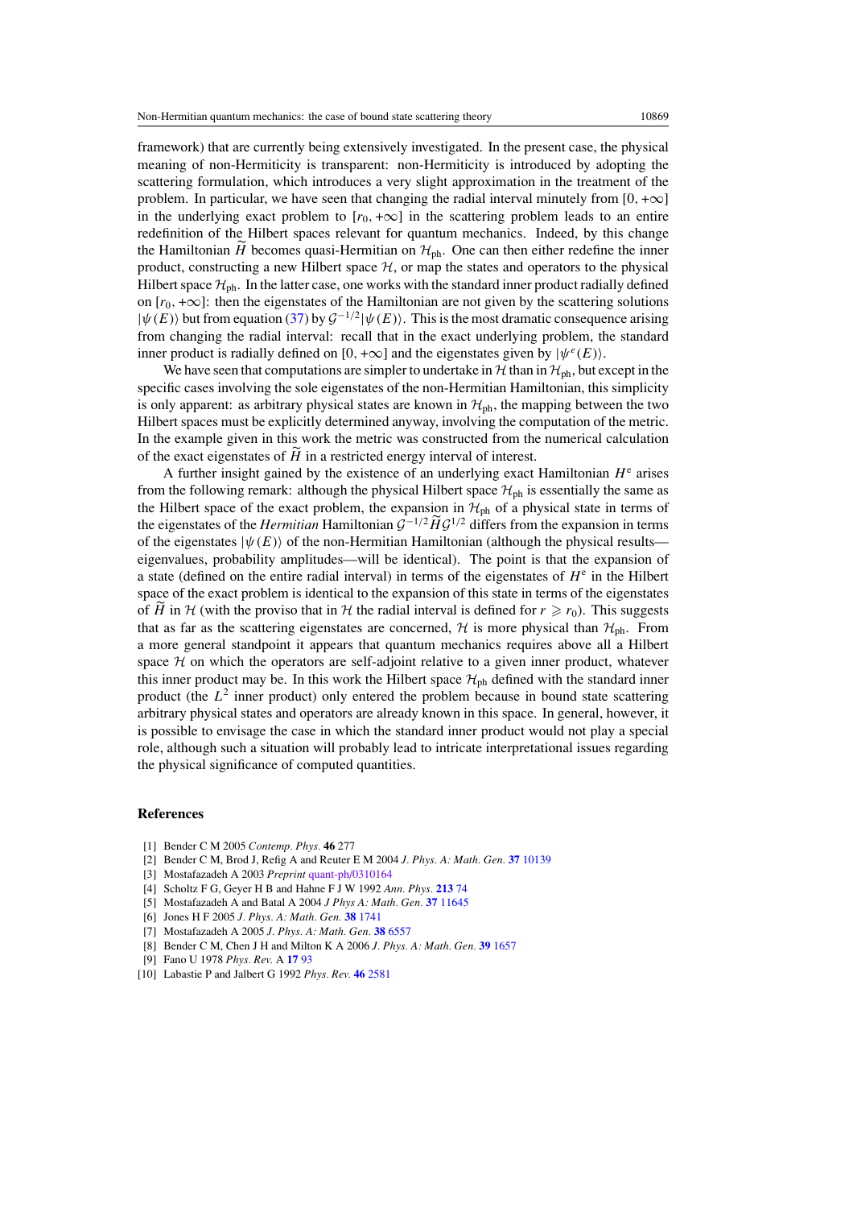framework) that are currently being extensively investigated. In the present case, the physical meaning of non-Hermiticity is transparent: non-Hermiticity is introduced by adopting the scattering formulation, which introduces a very slight approximation in the treatment of the problem. In particular, we have seen that changing the radial interval minutely from $[0, +\infty]$ in the underlying exact problem to $[r_0, +\infty]$ in the scattering problem leads to an entire redefinition of the Hilbert spaces relevant for quantum mechanics. Indeed, by this change the Hamiltonian $\widetilde{H}$ becomes quasi-Hermitian on $\mathcal{H}_{\text{ph}}$. One can then either redefine the inner product, constructing a new Hilbert space $\mathcal{H}$, or map the states and operators to the physical Hilbert space $\mathcal{H}_{\text{ph}}$. In the latter case, one works with the standard inner product radially defined on $[r_0, +\infty]$: then the eigenstates of the Hamiltonian are not given by the scattering solutions $|\psi(E)\rangle$ but from equation (37) by $\mathcal{G}^{-1/2}|\psi(E)\rangle$. This is the most dramatic consequence arising from changing the radial interval: recall that in the exact underlying problem, the standard inner product is radially defined on $[0, +\infty]$ and the eigenstates given by $|\psi^e(E)\rangle$.

We have seen that computations are simpler to undertake in $\mathcal{H}$ than in $\mathcal{H}_{\text{ph}}$, but except in the specific cases involving the sole eigenstates of the non-Hermitian Hamiltonian, this simplicity is only apparent: as arbitrary physical states are known in $\mathcal{H}_{\text{ph}}$, the mapping between the two Hilbert spaces must be explicitly determined anyway, involving the computation of the metric. In the example given in this work the metric was constructed from the numerical calculation of the exact eigenstates of $\widetilde{H}$ in a restricted energy interval of interest.

A further insight gained by the existence of an underlying exact Hamiltonian $H^e$ arises from the following remark: although the physical Hilbert space $\mathcal{H}_{\text{ph}}$ is essentially the same as the Hilbert space of the exact problem, the expansion in $\mathcal{H}_{\text{ph}}$ of a physical state in terms of the eigenstates of the *Hermitian* Hamiltonian $\mathcal{G}^{-1/2}\widetilde{H}\mathcal{G}^{1/2}$ differs from the expansion in terms of the eigenstates $|\psi(E)\rangle$ of the non-Hermitian Hamiltonian (although the physical results—eigenvalues, probability amplitudes—will be identical). The point is that the expansion of a state (defined on the entire radial interval) in terms of the eigenstates of $H^e$ in the Hilbert space of the exact problem is identical to the expansion of this state in terms of the eigenstates of $\widetilde{H}$ in $\mathcal{H}$ (with the proviso that in $\mathcal{H}$ the radial interval is defined for $r \geqslant r_0$). This suggests that as far as the scattering eigenstates are concerned, $\mathcal{H}$ is more physical than $\mathcal{H}_{\text{ph}}$. From a more general standpoint it appears that quantum mechanics requires above all a Hilbert space $\mathcal{H}$ on which the operators are self-adjoint relative to a given inner product, whatever this inner product may be. In this work the Hilbert space $\mathcal{H}_{\text{ph}}$ defined with the standard inner product (the $L^2$ inner product) only entered the problem because in bound state scattering arbitrary physical states and operators are already known in this space. In general, however, it is possible to envisage the case in which the standard inner product would not play a special role, although such a situation will probably lead to intricate interpretational issues regarding the physical significance of computed quantities.

## References

[1] Bender C M 2005 *Contemp. Phys.* **46** 277
[2] Bender C M, Brod J, Refig A and Reuter E M 2004 *J. Phys. A: Math. Gen.* **37** 10139
[3] Mostafazadeh A 2003 *Preprint* quant-ph/0310164
[4] Scholtz F G, Geyer H B and Hahne F J W 1992 *Ann. Phys.* **213** 74
[5] Mostafazadeh A and Batal A 2004 *J Phys A: Math. Gen.* **37** 11645
[6] Jones H F 2005 *J. Phys. A: Math. Gen.* **38** 1741
[7] Mostafazadeh A 2005 *J. Phys. A: Math. Gen.* **38** 6557
[8] Bender C M, Chen J H and Milton K A 2006 *J. Phys. A: Math. Gen.* **39** 1657
[9] Fano U 1978 *Phys. Rev.* A **17** 93
[10] Labastie P and Jalbert G 1992 *Phys. Rev.* **46** 2581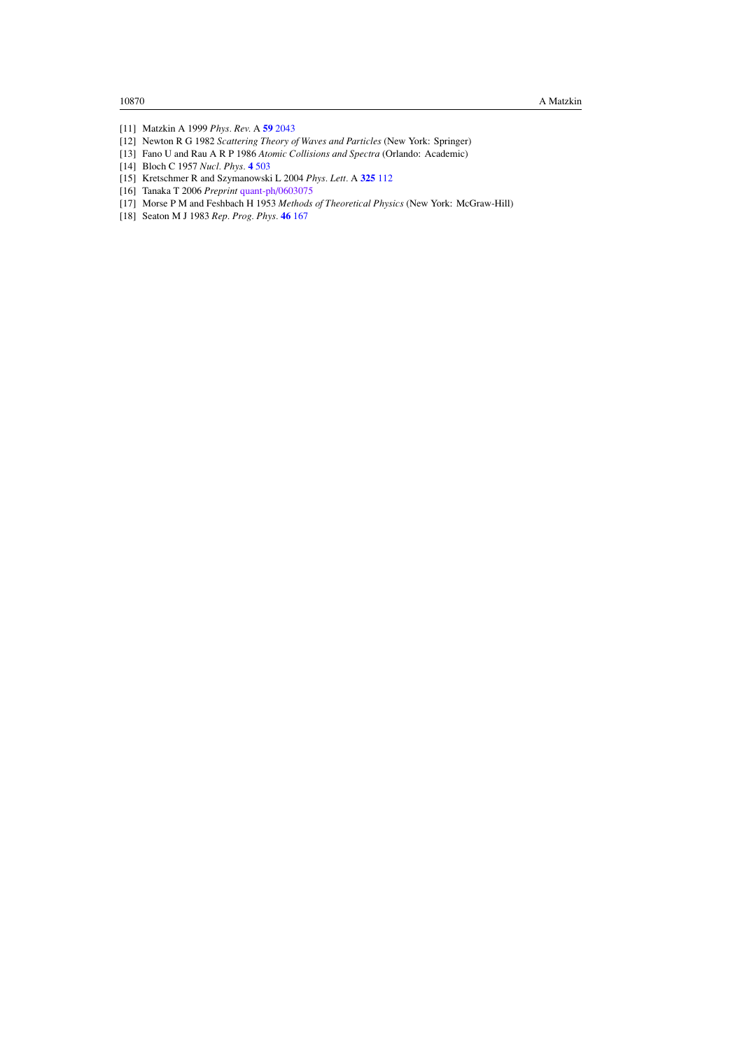[11] Matzkin A 1999 *Phys. Rev.* A **59** 2043

[12] Newton R G 1982 *Scattering Theory of Waves and Particles* (New York: Springer)

[13] Fano U and Rau A R P 1986 *Atomic Collisions and Spectra* (Orlando: Academic)

[14] Bloch C 1957 *Nucl. Phys.* **4** 503

[15] Kretschmer R and Szymanowski L 2004 *Phys. Lett.* A **325** 112

[16] Tanaka T 2006 *Preprint* quant-ph/0603075

[17] Morse P M and Feshbach H 1953 *Methods of Theoretical Physics* (New York: McGraw-Hill)

[18] Seaton M J 1983 *Rep. Prog. Phys.* **46** 167